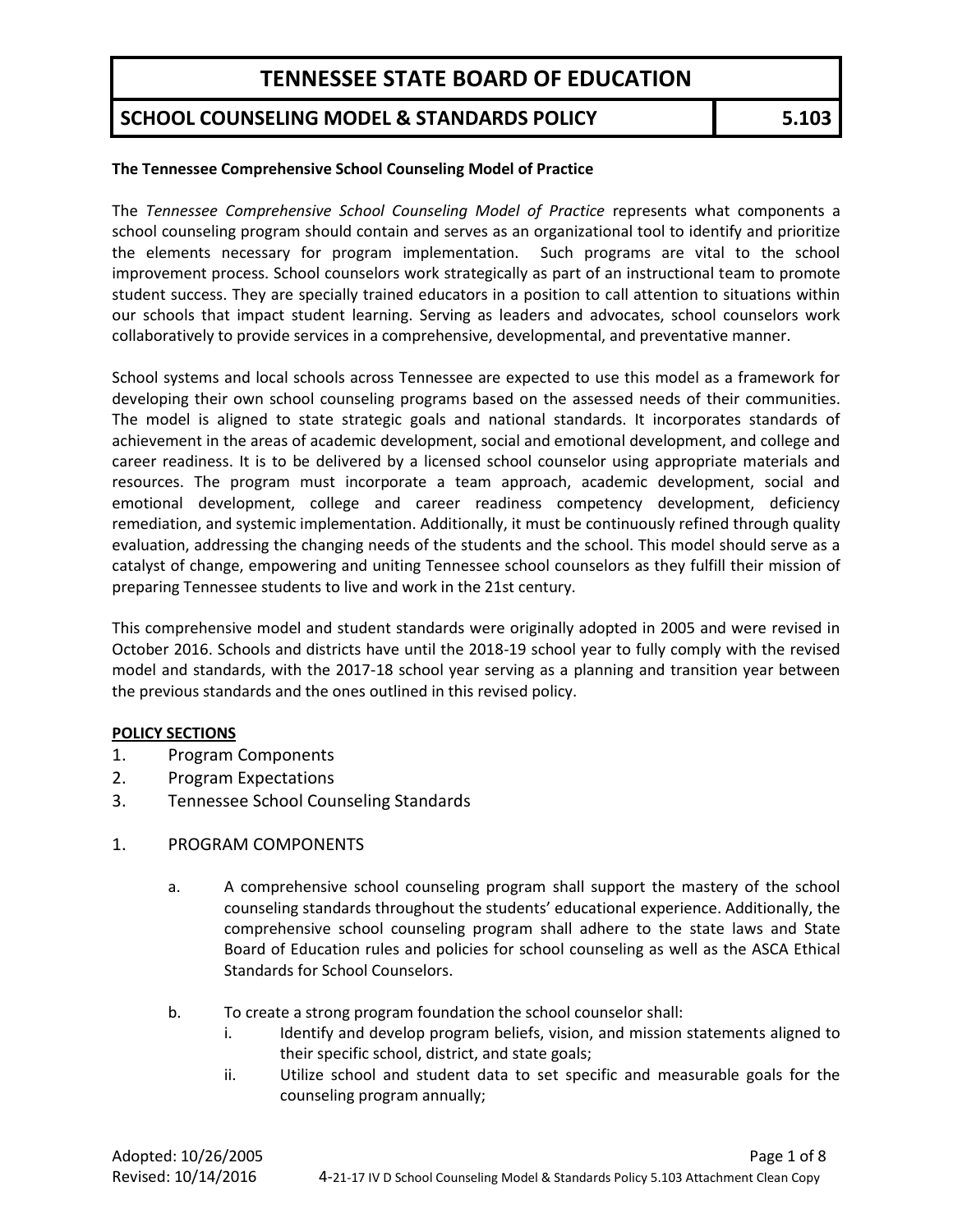# TENNESSEE STATE BOARD OF EDUCATION

## SCHOOL COUNSELING MODEL & STANDARDS POLICY 5.103

**The Tennessee Comprehensive School Counseling Model of Practice**

The *Tennessee Comprehensive School Counseling Model of Practice* represents what components a school counseling program should contain and serves as an organizational tool to identify and prioritize the elements necessary for program implementation. Such programs are vital to the school improvement process. School counselors work strategically as part of an instructional team to promote student success. They are specially trained educators in a position to call attention to situations within our schools that impact student learning. Serving as leaders and advocates, school counselors work collaboratively to provide services in a comprehensive, developmental, and preventative manner.

School systems and local schools across Tennessee are expected to use this model as a framework for developing their own school counseling programs based on the assessed needs of their communities. The model is aligned to state strategic goals and national standards. It incorporates standards of achievement in the areas of academic development, social and emotional development, and college and career readiness. It is to be delivered by a licensed school counselor using appropriate materials and resources. The program must incorporate a team approach, academic development, social and emotional development, college and career readiness competency development, deficiency remediation, and systemic implementation. Additionally, it must be continuously refined through quality evaluation, addressing the changing needs of the students and the school. This model should serve as a catalyst of change, empowering and uniting Tennessee school counselors as they fulfill their mission of preparing Tennessee students to live and work in the 21st century.

This comprehensive model and student standards were originally adopted in 2005 and were revised in October 2016. Schools and districts have until the 2018-19 school year to fully comply with the revised model and standards, with the 2017-18 school year serving as a planning and transition year between the previous standards and the ones outlined in this revised policy.

**POLICY SECTIONS**

1. Program Components
2. Program Expectations
3. Tennessee School Counseling Standards

1. PROGRAM COMPONENTS

   a. A comprehensive school counseling program shall support the mastery of the school counseling standards throughout the students' educational experience. Additionally, the comprehensive school counseling program shall adhere to the state laws and State Board of Education rules and policies for school counseling as well as the ASCA Ethical Standards for School Counselors.

   b. To create a strong program foundation the school counselor shall:
      i. Identify and develop program beliefs, vision, and mission statements aligned to their specific school, district, and state goals;
      ii. Utilize school and student data to set specific and measurable goals for the counseling program annually;

Adopted: 10/26/2005
Revised: 10/14/2016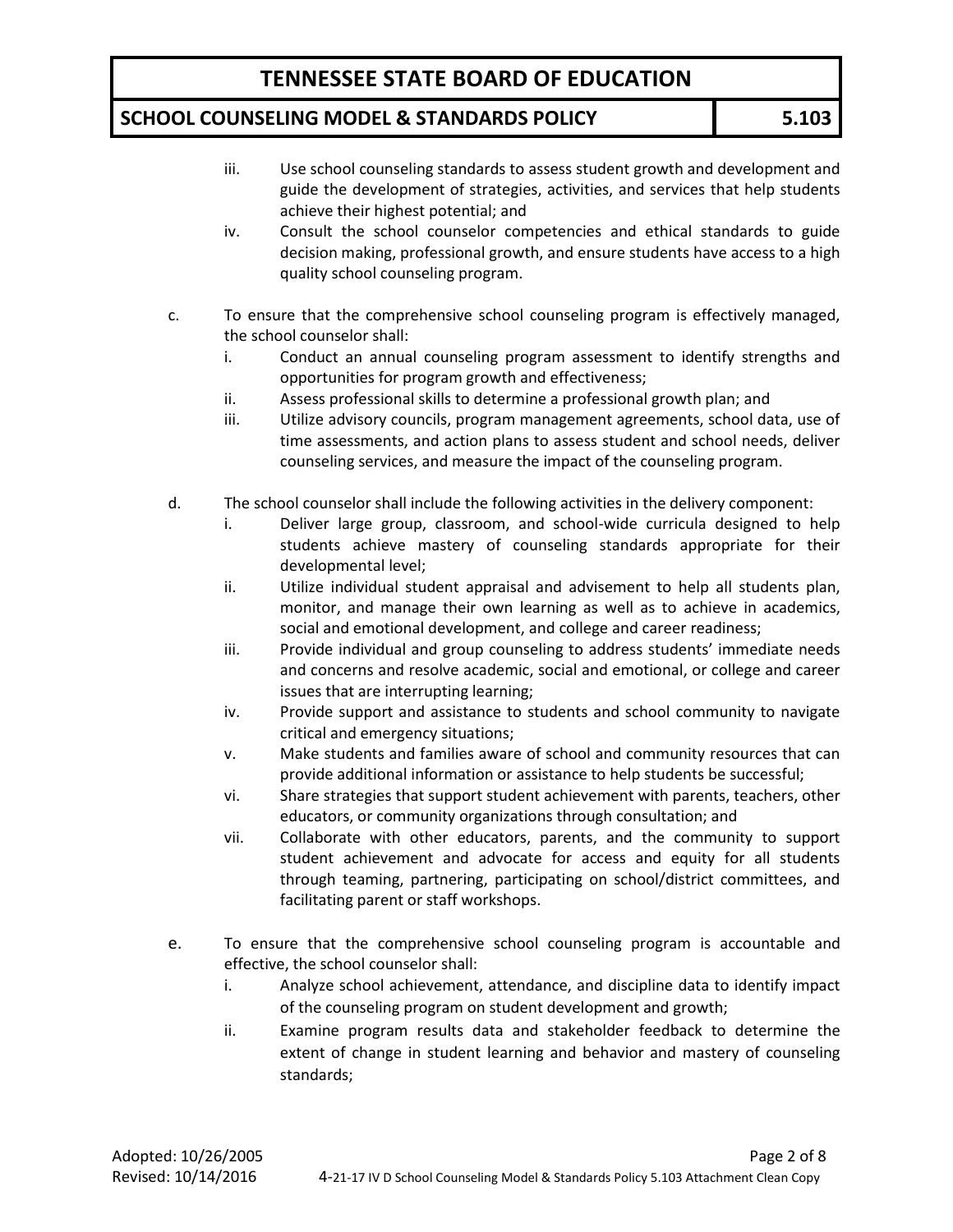iii. Use school counseling standards to assess student growth and development and guide the development of strategies, activities, and services that help students achieve their highest potential; and
   iv. Consult the school counselor competencies and ethical standards to guide decision making, professional growth, and ensure students have access to a high quality school counseling program.

c. To ensure that the comprehensive school counseling program is effectively managed, the school counselor shall:
   i. Conduct an annual counseling program assessment to identify strengths and opportunities for program growth and effectiveness;
   ii. Assess professional skills to determine a professional growth plan; and
   iii. Utilize advisory councils, program management agreements, school data, use of time assessments, and action plans to assess student and school needs, deliver counseling services, and measure the impact of the counseling program.

d. The school counselor shall include the following activities in the delivery component:
   i. Deliver large group, classroom, and school-wide curricula designed to help students achieve mastery of counseling standards appropriate for their developmental level;
   ii. Utilize individual student appraisal and advisement to help all students plan, monitor, and manage their own learning as well as to achieve in academics, social and emotional development, and college and career readiness;
   iii. Provide individual and group counseling to address students' immediate needs and concerns and resolve academic, social and emotional, or college and career issues that are interrupting learning;
   iv. Provide support and assistance to students and school community to navigate critical and emergency situations;
   v. Make students and families aware of school and community resources that can provide additional information or assistance to help students be successful;
   vi. Share strategies that support student achievement with parents, teachers, other educators, or community organizations through consultation; and
   vii. Collaborate with other educators, parents, and the community to support student achievement and advocate for access and equity for all students through teaming, partnering, participating on school/district committees, and facilitating parent or staff workshops.

e. To ensure that the comprehensive school counseling program is accountable and effective, the school counselor shall:
   i. Analyze school achievement, attendance, and discipline data to identify impact of the counseling program on student development and growth;
   ii. Examine program results data and stakeholder feedback to determine the extent of change in student learning and behavior and mastery of counseling standards;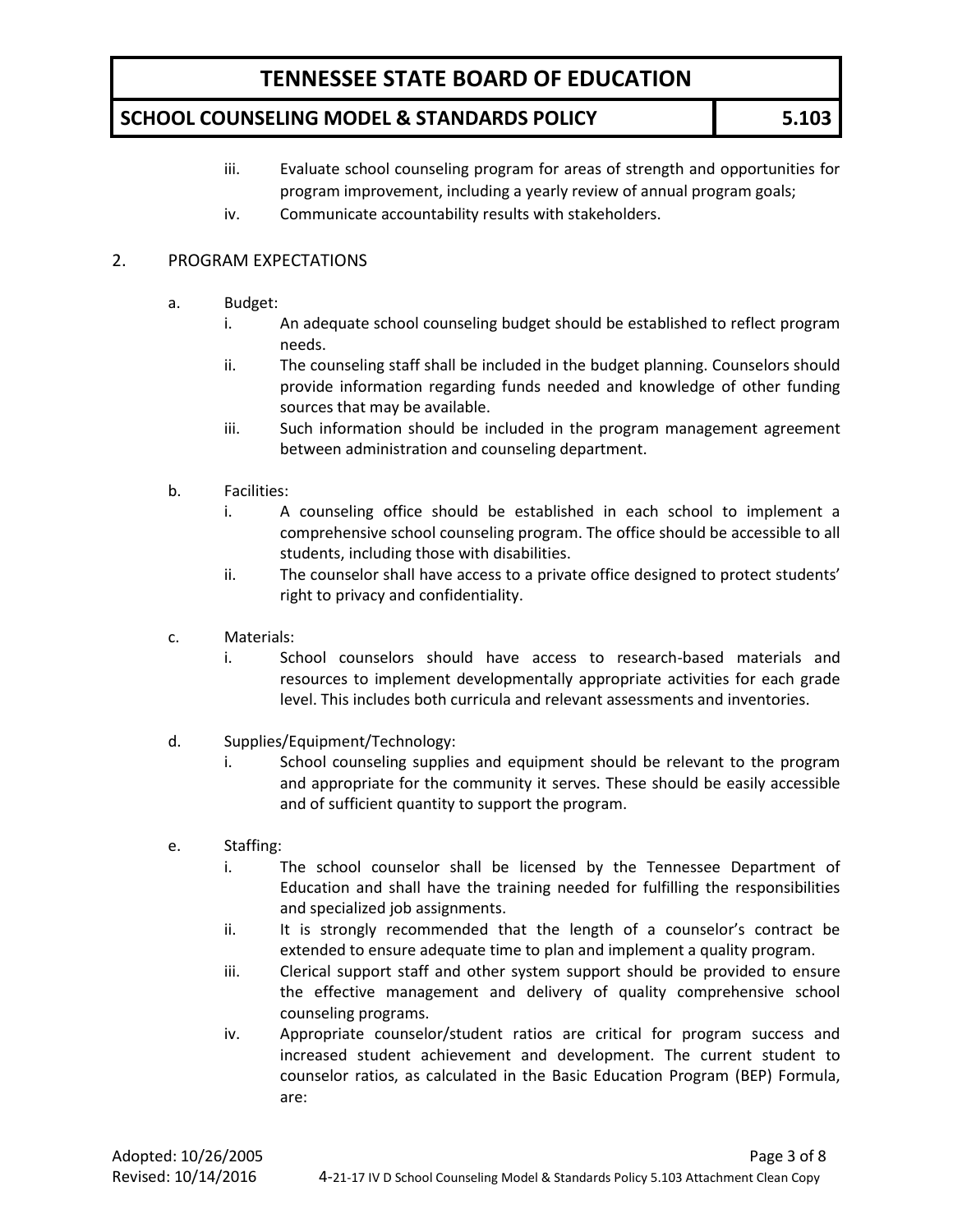iii. Evaluate school counseling program for areas of strength and opportunities for program improvement, including a yearly review of annual program goals;

iv. Communicate accountability results with stakeholders.

2. PROGRAM EXPECTATIONS

a. Budget:

i. An adequate school counseling budget should be established to reflect program needs.

ii. The counseling staff shall be included in the budget planning. Counselors should provide information regarding funds needed and knowledge of other funding sources that may be available.

iii. Such information should be included in the program management agreement between administration and counseling department.

b. Facilities:

i. A counseling office should be established in each school to implement a comprehensive school counseling program. The office should be accessible to all students, including those with disabilities.

ii. The counselor shall have access to a private office designed to protect students' right to privacy and confidentiality.

c. Materials:

i. School counselors should have access to research-based materials and resources to implement developmentally appropriate activities for each grade level. This includes both curricula and relevant assessments and inventories.

d. Supplies/Equipment/Technology:

i. School counseling supplies and equipment should be relevant to the program and appropriate for the community it serves. These should be easily accessible and of sufficient quantity to support the program.

e. Staffing:

i. The school counselor shall be licensed by the Tennessee Department of Education and shall have the training needed for fulfilling the responsibilities and specialized job assignments.

ii. It is strongly recommended that the length of a counselor's contract be extended to ensure adequate time to plan and implement a quality program.

iii. Clerical support staff and other system support should be provided to ensure the effective management and delivery of quality comprehensive school counseling programs.

iv. Appropriate counselor/student ratios are critical for program success and increased student achievement and development. The current student to counselor ratios, as calculated in the Basic Education Program (BEP) Formula, are: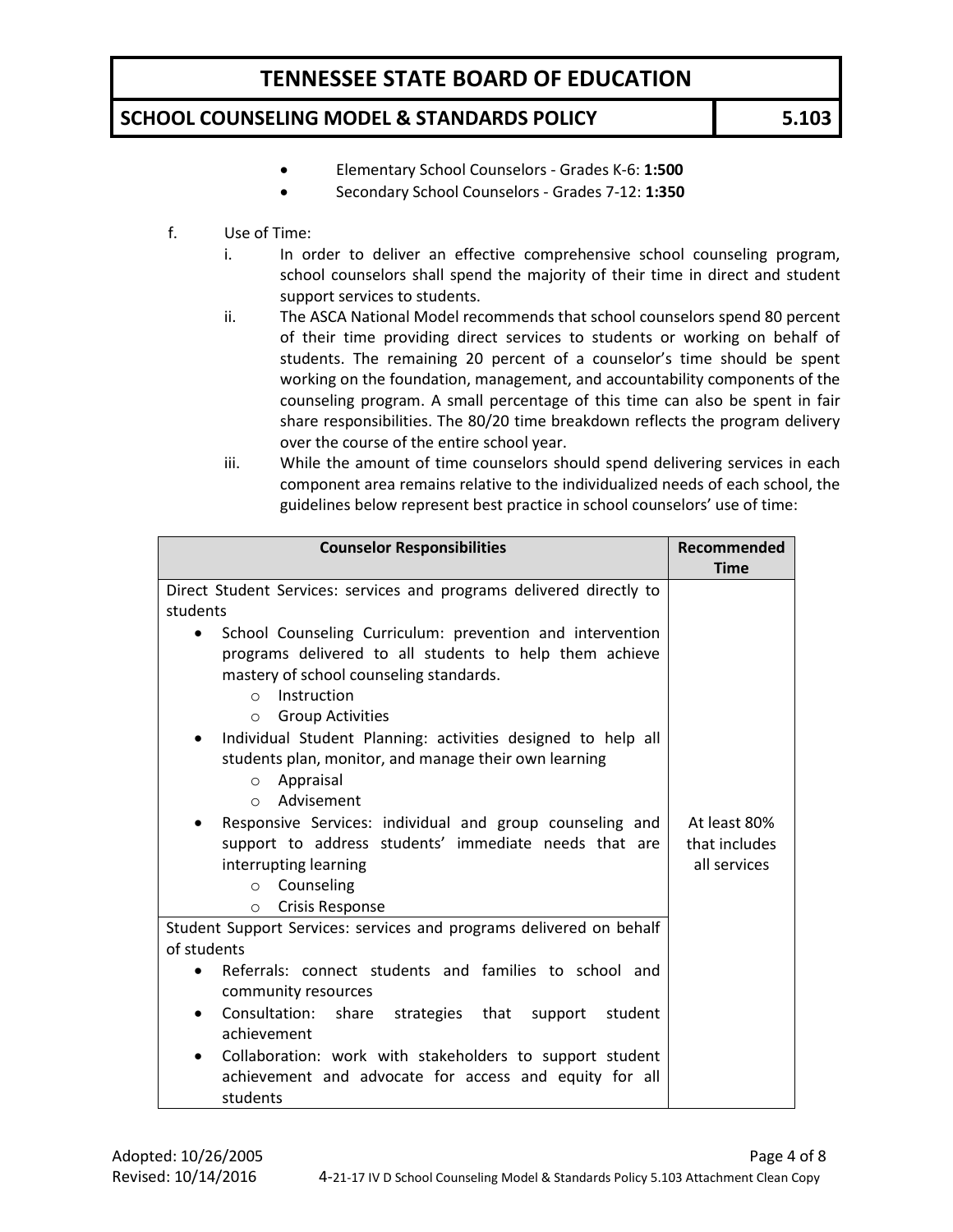- Elementary School Counselors - Grades K-6: **1:500**
- Secondary School Counselors - Grades 7-12: **1:350**

f. Use of Time:

   i. In order to deliver an effective comprehensive school counseling program, school counselors shall spend the majority of their time in direct and student support services to students.

   ii. The ASCA National Model recommends that school counselors spend 80 percent of their time providing direct services to students or working on behalf of students. The remaining 20 percent of a counselor's time should be spent working on the foundation, management, and accountability components of the counseling program. A small percentage of this time can also be spent in fair share responsibilities. The 80/20 time breakdown reflects the program delivery over the course of the entire school year.

   iii. While the amount of time counselors should spend delivering services in each component area remains relative to the individualized needs of each school, the guidelines below represent best practice in school counselors' use of time:

| Counselor Responsibilities | Recommended Time |
|---|---|
| Direct Student Services: services and programs delivered directly to students<br>• School Counseling Curriculum: prevention and intervention programs delivered to all students to help them achieve mastery of school counseling standards.<br>  ○ Instruction<br>  ○ Group Activities<br>• Individual Student Planning: activities designed to help all students plan, monitor, and manage their own learning<br>  ○ Appraisal<br>  ○ Advisement<br>• Responsive Services: individual and group counseling and support to address students' immediate needs that are interrupting learning<br>  ○ Counseling<br>  ○ Crisis Response | At least 80% that includes all services |
| Student Support Services: services and programs delivered on behalf of students<br>• Referrals: connect students and families to school and community resources<br>• Consultation: share strategies that support student achievement<br>• Collaboration: work with stakeholders to support student achievement and advocate for access and equity for all students | |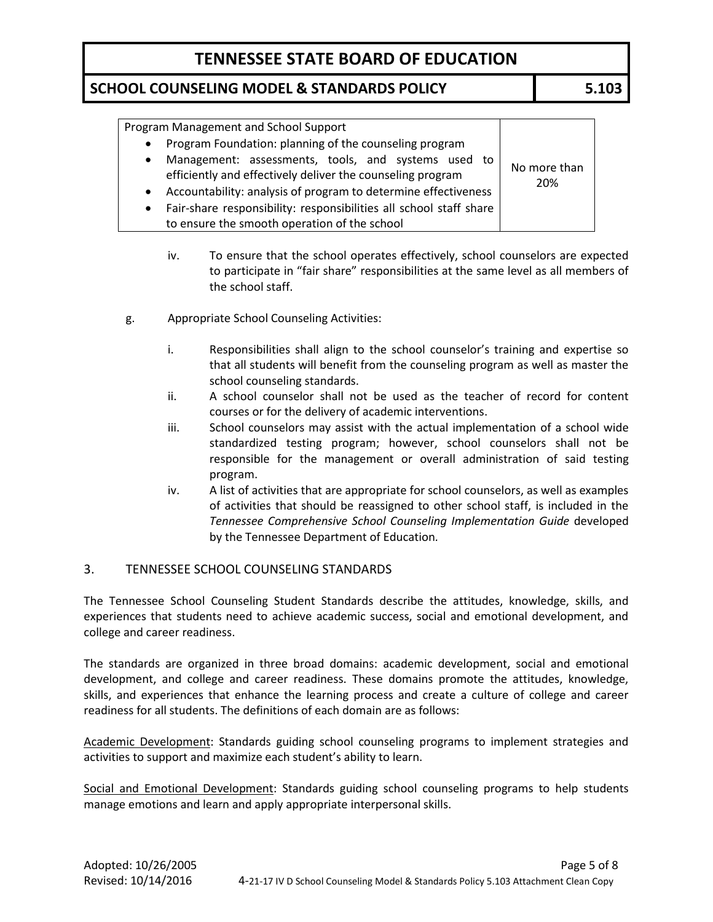| Program Management and School Support<br>• Program Foundation: planning of the counseling program<br>• Management: assessments, tools, and systems used to efficiently and effectively deliver the counseling program<br>• Accountability: analysis of program to determine effectiveness<br>• Fair-share responsibility: responsibilities all school staff share to ensure the smooth operation of the school | No more than 20% |
|---|---|

iv. To ensure that the school operates effectively, school counselors are expected to participate in "fair share" responsibilities at the same level as all members of the school staff.

g. Appropriate School Counseling Activities:

i. Responsibilities shall align to the school counselor's training and expertise so that all students will benefit from the counseling program as well as master the school counseling standards.

ii. A school counselor shall not be used as the teacher of record for content courses or for the delivery of academic interventions.

iii. School counselors may assist with the actual implementation of a school wide standardized testing program; however, school counselors shall not be responsible for the management or overall administration of said testing program.

iv. A list of activities that are appropriate for school counselors, as well as examples of activities that should be reassigned to other school staff, is included in the *Tennessee Comprehensive School Counseling Implementation Guide* developed by the Tennessee Department of Education.

## 3. TENNESSEE SCHOOL COUNSELING STANDARDS

The Tennessee School Counseling Student Standards describe the attitudes, knowledge, skills, and experiences that students need to achieve academic success, social and emotional development, and college and career readiness.

The standards are organized in three broad domains: academic development, social and emotional development, and college and career readiness. These domains promote the attitudes, knowledge, skills, and experiences that enhance the learning process and create a culture of college and career readiness for all students. The definitions of each domain are as follows:

<u>Academic Development</u>: Standards guiding school counseling programs to implement strategies and activities to support and maximize each student's ability to learn.

<u>Social and Emotional Development</u>: Standards guiding school counseling programs to help students manage emotions and learn and apply appropriate interpersonal skills.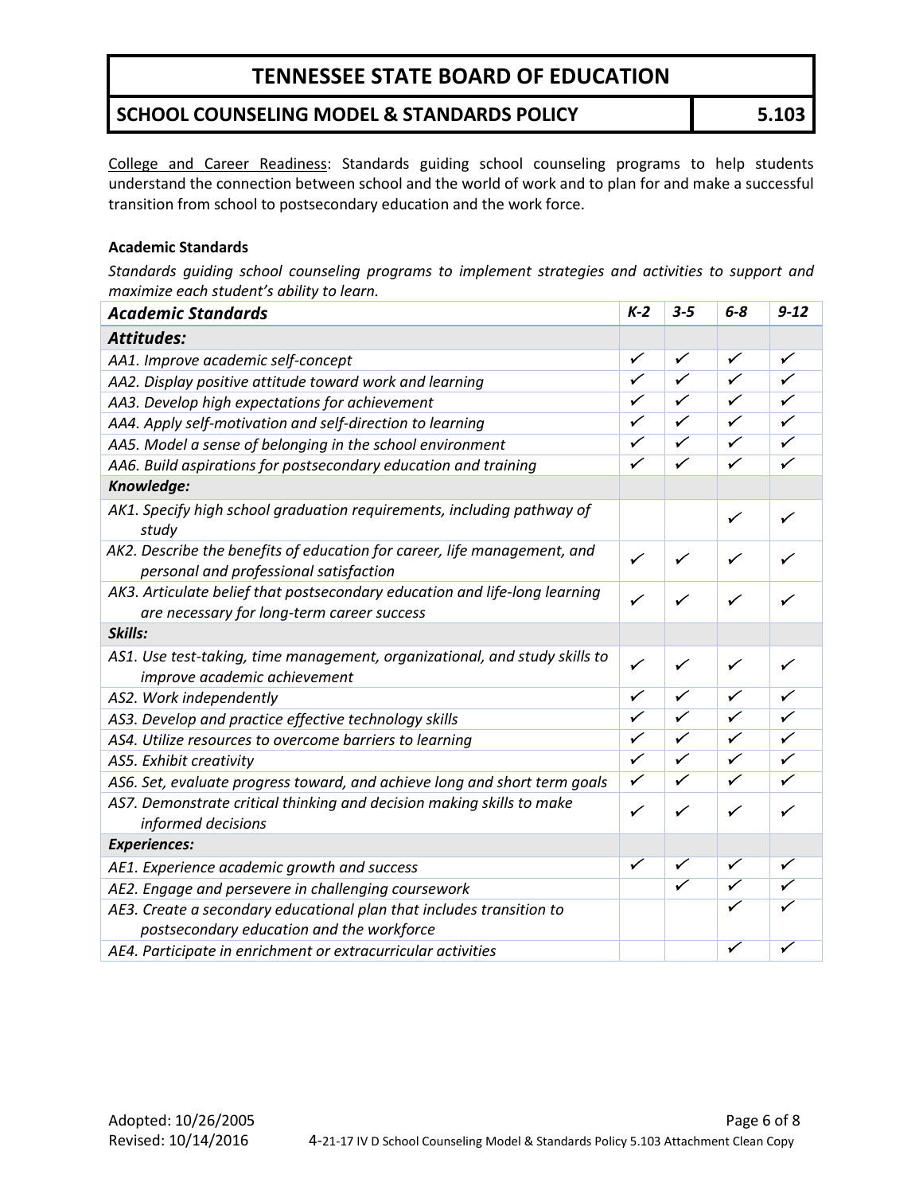College and Career Readiness: Standards guiding school counseling programs to help students understand the connection between school and the world of work and to plan for and make a successful transition from school to postsecondary education and the work force.

**Academic Standards**

*Standards guiding school counseling programs to implement strategies and activities to support and maximize each student's ability to learn.*

| *Academic Standards* | *K-2* | *3-5* | *6-8* | *9-12* |
|---|---|---|---|---|
| ***Attitudes:*** | | | | |
| *AA1. Improve academic self-concept* | ✓ | ✓ | ✓ | ✓ |
| *AA2. Display positive attitude toward work and learning* | ✓ | ✓ | ✓ | ✓ |
| *AA3. Develop high expectations for achievement* | ✓ | ✓ | ✓ | ✓ |
| *AA4. Apply self-motivation and self-direction to learning* | ✓ | ✓ | ✓ | ✓ |
| *AA5. Model a sense of belonging in the school environment* | ✓ | ✓ | ✓ | ✓ |
| *AA6. Build aspirations for postsecondary education and training* | ✓ | ✓ | ✓ | ✓ |
| ***Knowledge:*** | | | | |
| *AK1. Specify high school graduation requirements, including pathway of study* | | | ✓ | ✓ |
| *AK2. Describe the benefits of education for career, life management, and personal and professional satisfaction* | ✓ | ✓ | ✓ | ✓ |
| *AK3. Articulate belief that postsecondary education and life-long learning are necessary for long-term career success* | ✓ | ✓ | ✓ | ✓ |
| ***Skills:*** | | | | |
| *AS1. Use test-taking, time management, organizational, and study skills to improve academic achievement* | ✓ | ✓ | ✓ | ✓ |
| *AS2. Work independently* | ✓ | ✓ | ✓ | ✓ |
| *AS3. Develop and practice effective technology skills* | ✓ | ✓ | ✓ | ✓ |
| *AS4. Utilize resources to overcome barriers to learning* | ✓ | ✓ | ✓ | ✓ |
| *AS5. Exhibit creativity* | ✓ | ✓ | ✓ | ✓ |
| *AS6. Set, evaluate progress toward, and achieve long and short term goals* | ✓ | ✓ | ✓ | ✓ |
| *AS7. Demonstrate critical thinking and decision making skills to make informed decisions* | ✓ | ✓ | ✓ | ✓ |
| ***Experiences:*** | | | | |
| *AE1. Experience academic growth and success* | ✓ | ✓ | ✓ | ✓ |
| *AE2. Engage and persevere in challenging coursework* | | ✓ | ✓ | ✓ |
| *AE3. Create a secondary educational plan that includes transition to postsecondary education and the workforce* | | | ✓ | ✓ |
| *AE4. Participate in enrichment or extracurricular activities* | | | ✓ | ✓ |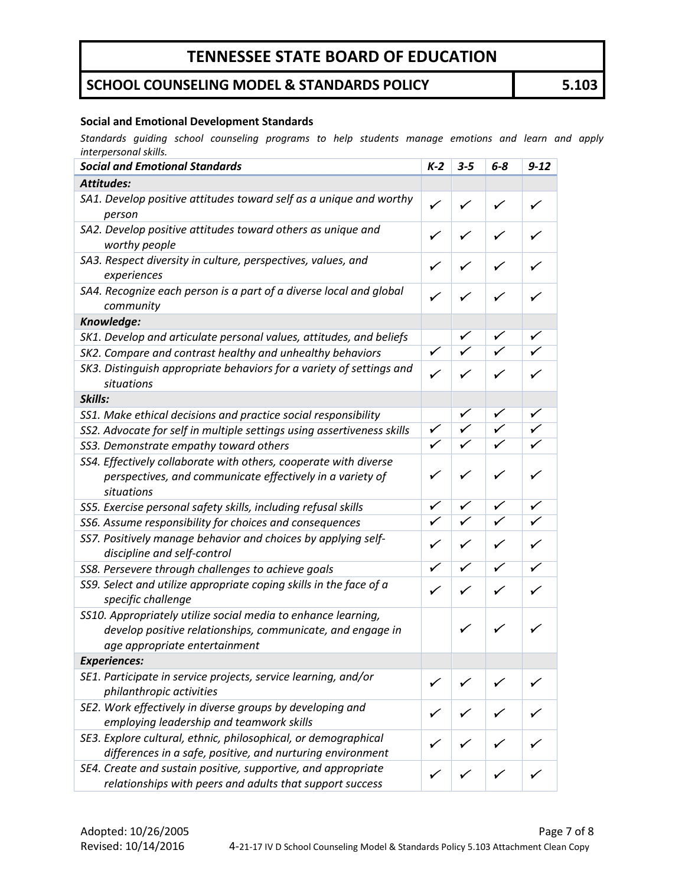### Social and Emotional Development Standards

*Standards guiding school counseling programs to help students manage emotions and learn and apply interpersonal skills.*

| ***Social and Emotional Standards*** | ***K-2*** | ***3-5*** | ***6-8*** | ***9-12*** |
|---|---|---|---|---|
| ***Attitudes:*** | | | | |
| *SA1. Develop positive attitudes toward self as a unique and worthy person* | ✓ | ✓ | ✓ | ✓ |
| *SA2. Develop positive attitudes toward others as unique and worthy people* | ✓ | ✓ | ✓ | ✓ |
| *SA3. Respect diversity in culture, perspectives, values, and experiences* | ✓ | ✓ | ✓ | ✓ |
| *SA4. Recognize each person is a part of a diverse local and global community* | ✓ | ✓ | ✓ | ✓ |
| ***Knowledge:*** | | | | |
| *SK1. Develop and articulate personal values, attitudes, and beliefs* | | ✓ | ✓ | ✓ |
| *SK2. Compare and contrast healthy and unhealthy behaviors* | ✓ | ✓ | ✓ | ✓ |
| *SK3. Distinguish appropriate behaviors for a variety of settings and situations* | ✓ | ✓ | ✓ | ✓ |
| ***Skills:*** | | | | |
| *SS1. Make ethical decisions and practice social responsibility* | | ✓ | ✓ | ✓ |
| *SS2. Advocate for self in multiple settings using assertiveness skills* | ✓ | ✓ | ✓ | ✓ |
| *SS3. Demonstrate empathy toward others* | ✓ | ✓ | ✓ | ✓ |
| *SS4. Effectively collaborate with others, cooperate with diverse perspectives, and communicate effectively in a variety of situations* | ✓ | ✓ | ✓ | ✓ |
| *SS5. Exercise personal safety skills, including refusal skills* | ✓ | ✓ | ✓ | ✓ |
| *SS6. Assume responsibility for choices and consequences* | ✓ | ✓ | ✓ | ✓ |
| *SS7. Positively manage behavior and choices by applying self-discipline and self-control* | ✓ | ✓ | ✓ | ✓ |
| *SS8. Persevere through challenges to achieve goals* | ✓ | ✓ | ✓ | ✓ |
| *SS9. Select and utilize appropriate coping skills in the face of a specific challenge* | ✓ | ✓ | ✓ | ✓ |
| *SS10. Appropriately utilize social media to enhance learning, develop positive relationships, communicate, and engage in age appropriate entertainment* | | ✓ | ✓ | ✓ |
| ***Experiences:*** | | | | |
| *SE1. Participate in service projects, service learning, and/or philanthropic activities* | ✓ | ✓ | ✓ | ✓ |
| *SE2. Work effectively in diverse groups by developing and employing leadership and teamwork skills* | ✓ | ✓ | ✓ | ✓ |
| *SE3. Explore cultural, ethnic, philosophical, or demographical differences in a safe, positive, and nurturing environment* | ✓ | ✓ | ✓ | ✓ |
| *SE4. Create and sustain positive, supportive, and appropriate relationships with peers and adults that support success* | ✓ | ✓ | ✓ | ✓ |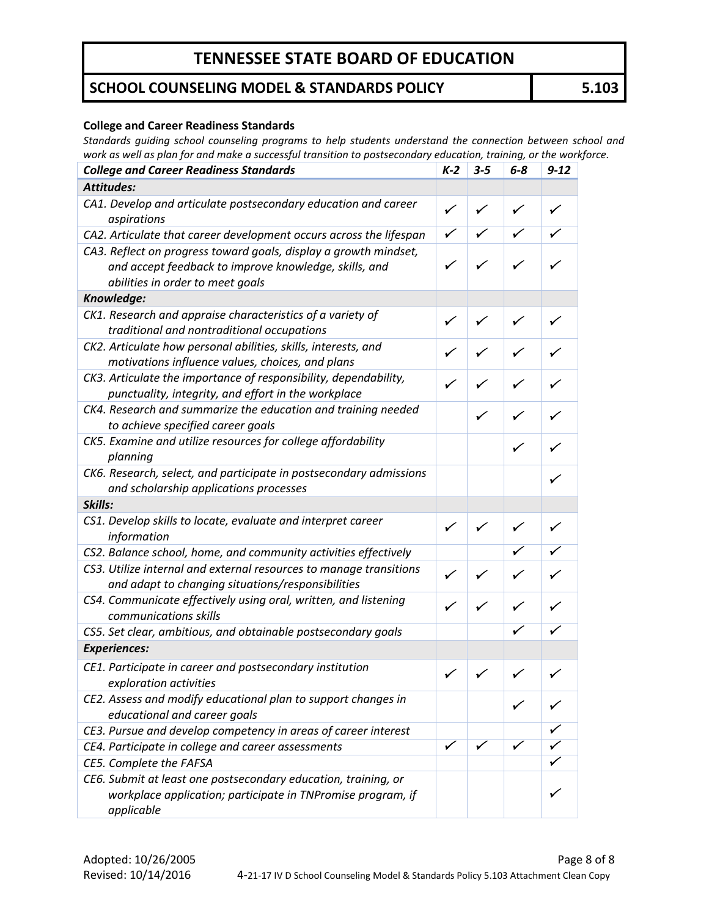#### College and Career Readiness Standards

*Standards guiding school counseling programs to help students understand the connection between school and work as well as plan for and make a successful transition to postsecondary education, training, or the workforce.*

| *College and Career Readiness Standards* | *K-2* | *3-5* | *6-8* | *9-12* |
|---|---|---|---|---|
| ***Attitudes:*** | | | | |
| *CA1. Develop and articulate postsecondary education and career aspirations* | ✓ | ✓ | ✓ | ✓ |
| *CA2. Articulate that career development occurs across the lifespan* | ✓ | ✓ | ✓ | ✓ |
| *CA3. Reflect on progress toward goals, display a growth mindset, and accept feedback to improve knowledge, skills, and abilities in order to meet goals* | ✓ | ✓ | ✓ | ✓ |
| ***Knowledge:*** | | | | |
| *CK1. Research and appraise characteristics of a variety of traditional and nontraditional occupations* | ✓ | ✓ | ✓ | ✓ |
| *CK2. Articulate how personal abilities, skills, interests, and motivations influence values, choices, and plans* | ✓ | ✓ | ✓ | ✓ |
| *CK3. Articulate the importance of responsibility, dependability, punctuality, integrity, and effort in the workplace* | ✓ | ✓ | ✓ | ✓ |
| *CK4. Research and summarize the education and training needed to achieve specified career goals* | | ✓ | ✓ | ✓ |
| *CK5. Examine and utilize resources for college affordability planning* | | | ✓ | ✓ |
| *CK6. Research, select, and participate in postsecondary admissions and scholarship applications processes* | | | | ✓ |
| ***Skills:*** | | | | |
| *CS1. Develop skills to locate, evaluate and interpret career information* | ✓ | ✓ | ✓ | ✓ |
| *CS2. Balance school, home, and community activities effectively* | | | ✓ | ✓ |
| *CS3. Utilize internal and external resources to manage transitions and adapt to changing situations/responsibilities* | ✓ | ✓ | ✓ | ✓ |
| *CS4. Communicate effectively using oral, written, and listening communications skills* | ✓ | ✓ | ✓ | ✓ |
| *CS5. Set clear, ambitious, and obtainable postsecondary goals* | | | ✓ | ✓ |
| ***Experiences:*** | | | | |
| *CE1. Participate in career and postsecondary institution exploration activities* | ✓ | ✓ | ✓ | ✓ |
| *CE2. Assess and modify educational plan to support changes in educational and career goals* | | | ✓ | ✓ |
| *CE3. Pursue and develop competency in areas of career interest* | | | | ✓ |
| *CE4. Participate in college and career assessments* | ✓ | ✓ | ✓ | ✓ |
| *CE5. Complete the FAFSA* | | | | ✓ |
| *CE6. Submit at least one postsecondary education, training, or workplace application; participate in TNPromise program, if applicable* | | | | ✓ |